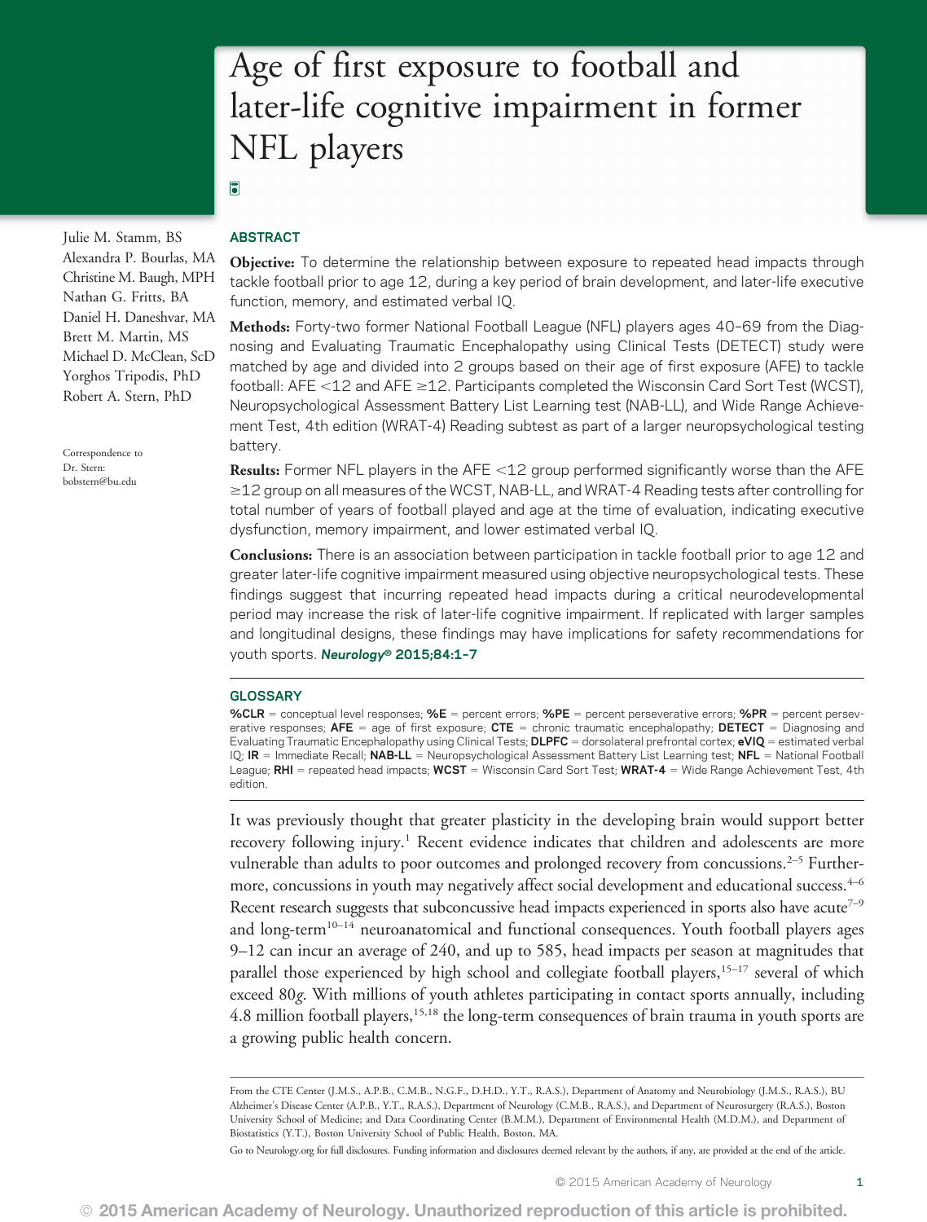# Age of first exposure to football and later-life cognitive impairment in former NFL players

Julie M. Stamm, BS
Alexandra P. Bourlas, MA
Christine M. Baugh, MPH
Nathan G. Fritts, BA
Daniel H. Daneshvar, MA
Brett M. Martin, MS
Michael D. McClean, ScD
Yorghos Tripodis, PhD
Robert A. Stern, PhD

Correspondence to Dr. Stern: bobstern@bu.edu

## ABSTRACT

**Objective:** To determine the relationship between exposure to repeated head impacts through tackle football prior to age 12, during a key period of brain development, and later-life executive function, memory, and estimated verbal IQ.

**Methods:** Forty-two former National Football League (NFL) players ages 40–69 from the Diagnosing and Evaluating Traumatic Encephalopathy using Clinical Tests (DETECT) study were matched by age and divided into 2 groups based on their age of first exposure (AFE) to tackle football: AFE <12 and AFE ≥12. Participants completed the Wisconsin Card Sort Test (WCST), Neuropsychological Assessment Battery List Learning test (NAB-LL), and Wide Range Achievement Test, 4th edition (WRAT-4) Reading subtest as part of a larger neuropsychological testing battery.

**Results:** Former NFL players in the AFE <12 group performed significantly worse than the AFE ≥12 group on all measures of the WCST, NAB-LL, and WRAT-4 Reading tests after controlling for total number of years of football played and age at the time of evaluation, indicating executive dysfunction, memory impairment, and lower estimated verbal IQ.

**Conclusions:** There is an association between participation in tackle football prior to age 12 and greater later-life cognitive impairment measured using objective neuropsychological tests. These findings suggest that incurring repeated head impacts during a critical neurodevelopmental period may increase the risk of later-life cognitive impairment. If replicated with larger samples and longitudinal designs, these findings may have implications for safety recommendations for youth sports. ***Neurology*® 2015;84:1–7**

## GLOSSARY

**%CLR** = conceptual level responses; **%E** = percent errors; **%PE** = percent perseverative errors; **%PR** = percent perseverative responses; **AFE** = age of first exposure; **CTE** = chronic traumatic encephalopathy; **DETECT** = Diagnosing and Evaluating Traumatic Encephalopathy using Clinical Tests; **DLPFC** = dorsolateral prefrontal cortex; **eVIQ** = estimated verbal IQ; **IR** = Immediate Recall; **NAB-LL** = Neuropsychological Assessment Battery List Learning test; **NFL** = National Football League; **RHI** = repeated head impacts; **WCST** = Wisconsin Card Sort Test; **WRAT-4** = Wide Range Achievement Test, 4th edition.

It was previously thought that greater plasticity in the developing brain would support better recovery following injury.[1] Recent evidence indicates that children and adolescents are more vulnerable than adults to poor outcomes and prolonged recovery from concussions.[2–5] Furthermore, concussions in youth may negatively affect social development and educational success.[4–6] Recent research suggests that subconcussive head impacts experienced in sports also have acute[7–9] and long-term[10–14] neuroanatomical and functional consequences. Youth football players ages 9–12 can incur an average of 240, and up to 585, head impacts per season at magnitudes that parallel those experienced by high school and collegiate football players,[15–17] several of which exceed 80*g*. With millions of youth athletes participating in contact sports annually, including 4.8 million football players,[15,18] the long-term consequences of brain trauma in youth sports are a growing public health concern.

From the CTE Center (J.M.S., A.P.B., C.M.B., N.G.F., D.H.D., Y.T., R.A.S.), Department of Anatomy and Neurobiology (J.M.S., R.A.S.), BU Alzheimer's Disease Center (A.P.B., Y.T., R.A.S.), Department of Neurology (C.M.B., R.A.S.), and Department of Neurosurgery (R.A.S.), Boston University School of Medicine; and Data Coordinating Center (B.M.M.), Department of Environmental Health (M.D.M.), and Department of Biostatistics (Y.T.), Boston University School of Public Health, Boston, MA.

Go to Neurology.org for full disclosures. Funding information and disclosures deemed relevant by the authors, if any, are provided at the end of the article.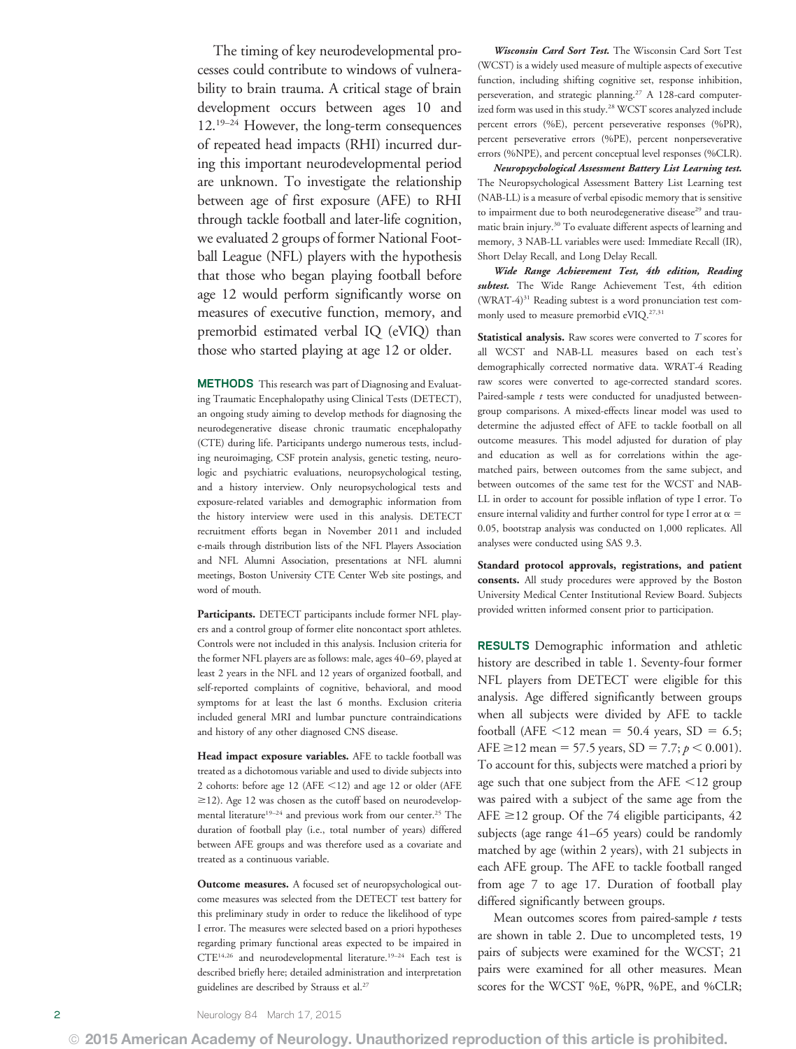The timing of key neurodevelopmental processes could contribute to windows of vulnerability to brain trauma. A critical stage of brain development occurs between ages 10 and 12.[19–24] However, the long-term consequences of repeated head impacts (RHI) incurred during this important neurodevelopmental period are unknown. To investigate the relationship between age of first exposure (AFE) to RHI through tackle football and later-life cognition, we evaluated 2 groups of former National Football League (NFL) players with the hypothesis that those who began playing football before age 12 would perform significantly worse on measures of executive function, memory, and premorbid estimated verbal IQ (eVIQ) than those who started playing at age 12 or older.

## METHODS

This research was part of Diagnosing and Evaluating Traumatic Encephalopathy using Clinical Tests (DETECT), an ongoing study aiming to develop methods for diagnosing the neurodegenerative disease chronic traumatic encephalopathy (CTE) during life. Participants undergo numerous tests, including neuroimaging, CSF protein analysis, genetic testing, neurologic and psychiatric evaluations, neuropsychological testing, and a history interview. Only neuropsychological tests and exposure-related variables and demographic information from the history interview were used in this analysis. DETECT recruitment efforts began in November 2011 and included e-mails through distribution lists of the NFL Players Association and NFL Alumni Association, presentations at NFL alumni meetings, Boston University CTE Center Web site postings, and word of mouth.

**Participants.** DETECT participants include former NFL players and a control group of former elite noncontact sport athletes. Controls were not included in this analysis. Inclusion criteria for the former NFL players are as follows: male, ages 40–69, played at least 2 years in the NFL and 12 years of organized football, and self-reported complaints of cognitive, behavioral, and mood symptoms for at least the last 6 months. Exclusion criteria included general MRI and lumbar puncture contraindications and history of any other diagnosed CNS disease.

**Head impact exposure variables.** AFE to tackle football was treated as a dichotomous variable and used to divide subjects into 2 cohorts: before age 12 (AFE <12) and age 12 or older (AFE ≥12). Age 12 was chosen as the cutoff based on neurodevelopmental literature[19–24] and previous work from our center.[25] The duration of football play (i.e., total number of years) differed between AFE groups and was therefore used as a covariate and treated as a continuous variable.

**Outcome measures.** A focused set of neuropsychological outcome measures was selected from the DETECT test battery for this preliminary study in order to reduce the likelihood of type I error. The measures were selected based on a priori hypotheses regarding primary functional areas expected to be impaired in CTE[14,26] and neurodevelopmental literature.[19–24] Each test is described briefly here; detailed administration and interpretation guidelines are described by Strauss et al.[27]

***Wisconsin Card Sort Test.*** The Wisconsin Card Sort Test (WCST) is a widely used measure of multiple aspects of executive function, including shifting cognitive set, response inhibition, perseveration, and strategic planning.[27] A 128-card computerized form was used in this study.[28] WCST scores analyzed include percent errors (%E), percent perseverative responses (%PR), percent perseverative errors (%PE), percent nonperseverative errors (%NPE), and percent conceptual level responses (%CLR).

***Neuropsychological Assessment Battery List Learning test.*** The Neuropsychological Assessment Battery List Learning test (NAB-LL) is a measure of verbal episodic memory that is sensitive to impairment due to both neurodegenerative disease[29] and traumatic brain injury.[30] To evaluate different aspects of learning and memory, 3 NAB-LL variables were used: Immediate Recall (IR), Short Delay Recall, and Long Delay Recall.

***Wide Range Achievement Test, 4th edition, Reading subtest.*** The Wide Range Achievement Test, 4th edition (WRAT-4)[31] Reading subtest is a word pronunciation test commonly used to measure premorbid eVIQ.[27,31]

**Statistical analysis.** Raw scores were converted to $T$ scores for all WCST and NAB-LL measures based on each test's demographically corrected normative data. WRAT-4 Reading raw scores were converted to age-corrected standard scores. Paired-sample $t$ tests were conducted for unadjusted between-group comparisons. A mixed-effects linear model was used to determine the adjusted effect of AFE to tackle football on all outcome measures. This model adjusted for duration of play and education as well as for correlations within the age-matched pairs, between outcomes from the same subject, and between outcomes of the same test for the WCST and NAB-LL in order to account for possible inflation of type I error. To ensure internal validity and further control for type I error at $\alpha = 0.05$, bootstrap analysis was conducted on 1,000 replicates. All analyses were conducted using SAS 9.3.

**Standard protocol approvals, registrations, and patient consents.** All study procedures were approved by the Boston University Medical Center Institutional Review Board. Subjects provided written informed consent prior to participation.

## RESULTS

Demographic information and athletic history are described in table 1. Seventy-four former NFL players from DETECT were eligible for this analysis. Age differed significantly between groups when all subjects were divided by AFE to tackle football (AFE <12 mean = 50.4 years, SD = 6.5; AFE ≥12 mean = 57.5 years, SD = 7.7; $p < 0.001$). To account for this, subjects were matched a priori by age such that one subject from the AFE <12 group was paired with a subject of the same age from the AFE ≥12 group. Of the 74 eligible participants, 42 subjects (age range 41–65 years) could be randomly matched by age (within 2 years), with 21 subjects in each AFE group. The AFE to tackle football ranged from age 7 to age 17. Duration of football play differed significantly between groups.

Mean outcomes scores from paired-sample $t$ tests are shown in table 2. Due to uncompleted tests, 19 pairs of subjects were examined for the WCST; 21 pairs were examined for all other measures. Mean scores for the WCST %E, %PR, %PE, and %CLR;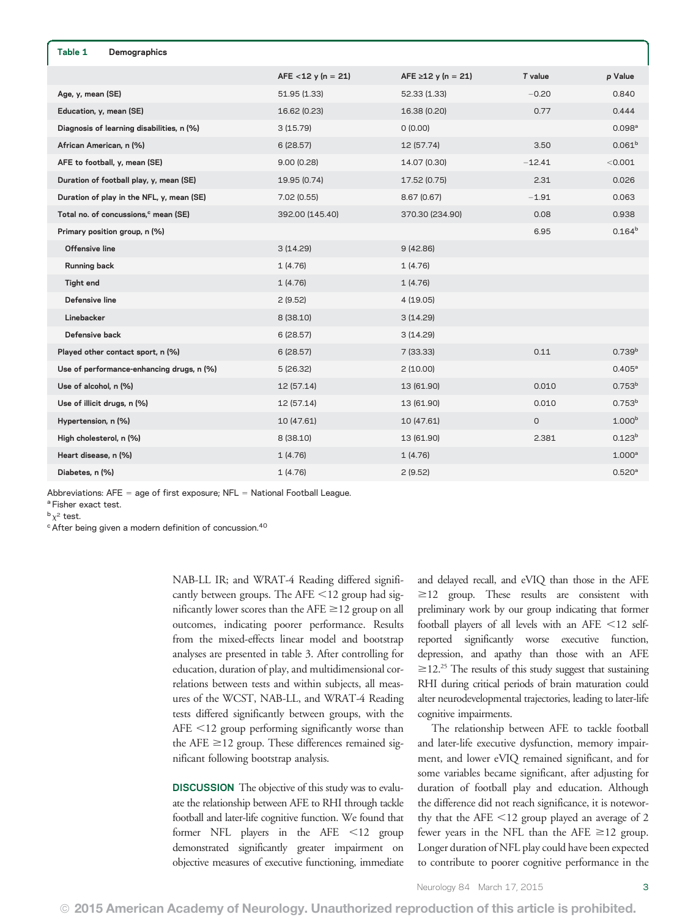**Table 1 Demographics**

| | AFE <12 y (n = 21) | AFE ≥12 y (n = 21) | *T* value | *p* Value |
|---|---|---|---|---|
| Age, y, mean (SE) | 51.95 (1.33) | 52.33 (1.33) | −0.20 | 0.840 |
| Education, y, mean (SE) | 16.62 (0.23) | 16.38 (0.20) | 0.77 | 0.444 |
| Diagnosis of learning disabilities, n (%) | 3 (15.79) | 0 (0.00) | | 0.098[a] |
| African American, n (%) | 6 (28.57) | 12 (57.74) | 3.50 | 0.061[b] |
| AFE to football, y, mean (SE) | 9.00 (0.28) | 14.07 (0.30) | −12.41 | <0.001 |
| Duration of football play, y, mean (SE) | 19.95 (0.74) | 17.52 (0.75) | 2.31 | 0.026 |
| Duration of play in the NFL, y, mean (SE) | 7.02 (0.55) | 8.67 (0.67) | −1.91 | 0.063 |
| Total no. of concussions,[c] mean (SE) | 392.00 (145.40) | 370.30 (234.90) | 0.08 | 0.938 |
| Primary position group, n (%) | | | 6.95 | 0.164[b] |
| Offensive line | 3 (14.29) | 9 (42.86) | | |
| Running back | 1 (4.76) | 1 (4.76) | | |
| Tight end | 1 (4.76) | 1 (4.76) | | |
| Defensive line | 2 (9.52) | 4 (19.05) | | |
| Linebacker | 8 (38.10) | 3 (14.29) | | |
| Defensive back | 6 (28.57) | 3 (14.29) | | |
| Played other contact sport, n (%) | 6 (28.57) | 7 (33.33) | 0.11 | 0.739[b] |
| Use of performance-enhancing drugs, n (%) | 5 (26.32) | 2 (10.00) | | 0.405[a] |
| Use of alcohol, n (%) | 12 (57.14) | 13 (61.90) | 0.010 | 0.753[b] |
| Use of illicit drugs, n (%) | 12 (57.14) | 13 (61.90) | 0.010 | 0.753[b] |
| Hypertension, n (%) | 10 (47.61) | 10 (47.61) | 0 | 1.000[b] |
| High cholesterol, n (%) | 8 (38.10) | 13 (61.90) | 2.381 | 0.123[b] |
| Heart disease, n (%) | 1 (4.76) | 1 (4.76) | | 1.000[a] |
| Diabetes, n (%) | 1 (4.76) | 2 (9.52) | | 0.520[a] |

Abbreviations: AFE = age of first exposure; NFL = National Football League.
[a] Fisher exact test.
[b] $\chi^2$ test.
[c] After being given a modern definition of concussion.[40]

NAB-LL IR; and WRAT-4 Reading differed significantly between groups. The AFE <12 group had significantly lower scores than the AFE ≥12 group on all outcomes, indicating poorer performance. Results from the mixed-effects linear model and bootstrap analyses are presented in table 3. After controlling for education, duration of play, and multidimensional correlations between tests and within subjects, all measures of the WCST, NAB-LL, and WRAT-4 Reading tests differed significantly between groups, with the AFE <12 group performing significantly worse than the AFE ≥12 group. These differences remained significant following bootstrap analysis.

**DISCUSSION** The objective of this study was to evaluate the relationship between AFE to RHI through tackle football and later-life cognitive function. We found that former NFL players in the AFE <12 group demonstrated significantly greater impairment on objective measures of executive functioning, immediate and delayed recall, and eVIQ than those in the AFE ≥12 group. These results are consistent with preliminary work by our group indicating that former football players of all levels with an AFE <12 self-reported significantly worse executive function, depression, and apathy than those with an AFE ≥12.[25] The results of this study suggest that sustaining RHI during critical periods of brain maturation could alter neurodevelopmental trajectories, leading to later-life cognitive impairments.

The relationship between AFE to tackle football and later-life executive dysfunction, memory impairment, and lower eVIQ remained significant, and for some variables became significant, after adjusting for duration of football play and education. Although the difference did not reach significance, it is noteworthy that the AFE <12 group played an average of 2 fewer years in the NFL than the AFE ≥12 group. Longer duration of NFL play could have been expected to contribute to poorer cognitive performance in the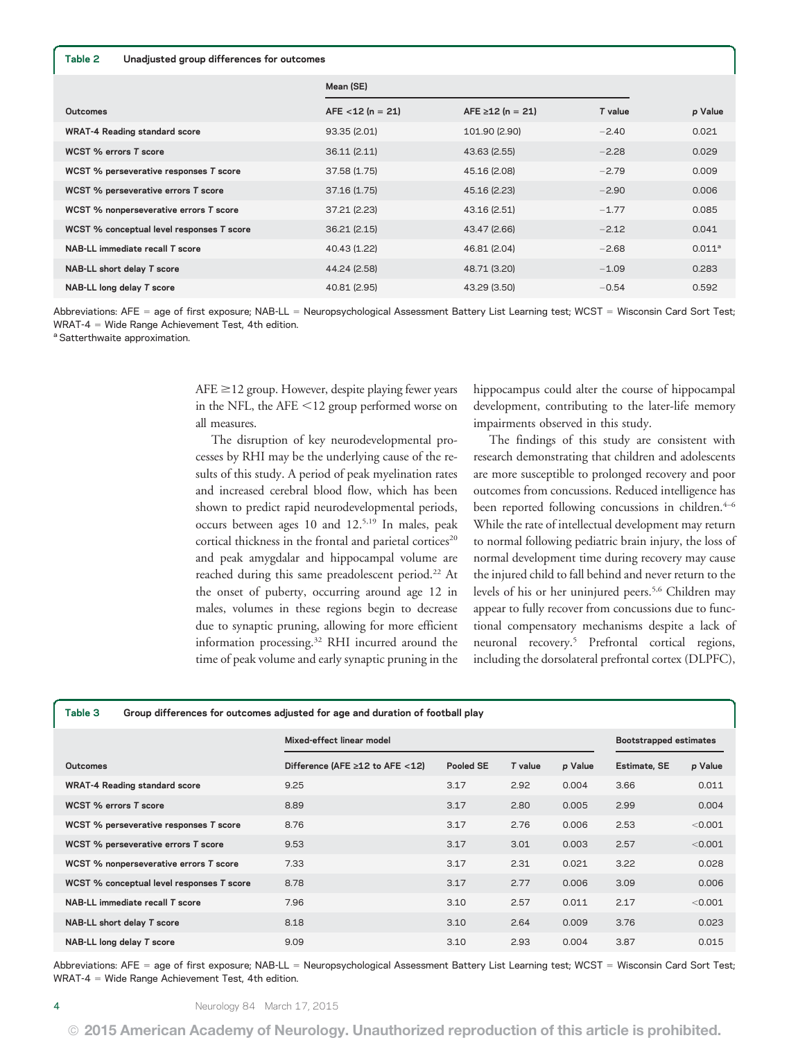**Table 2 Unadjusted group differences for outcomes**

| Outcomes | Mean (SE) | | | |
|---|---|---|---|---|
| | AFE <12 (n = 21) | AFE ≥12 (n = 21) | T value | p Value |
| WRAT-4 Reading standard score | 93.35 (2.01) | 101.90 (2.90) | −2.40 | 0.021 |
| WCST % errors T score | 36.11 (2.11) | 43.63 (2.55) | −2.28 | 0.029 |
| WCST % perseverative responses T score | 37.58 (1.75) | 45.16 (2.08) | −2.79 | 0.009 |
| WCST % perseverative errors T score | 37.16 (1.75) | 45.16 (2.23) | −2.90 | 0.006 |
| WCST % nonperseverative errors T score | 37.21 (2.23) | 43.16 (2.51) | −1.77 | 0.085 |
| WCST % conceptual level responses T score | 36.21 (2.15) | 43.47 (2.66) | −2.12 | 0.041 |
| NAB-LL immediate recall T score | 40.43 (1.22) | 46.81 (2.04) | −2.68 | 0.011[a] |
| NAB-LL short delay T score | 44.24 (2.58) | 48.71 (3.20) | −1.09 | 0.283 |
| NAB-LL long delay T score | 40.81 (2.95) | 43.29 (3.50) | −0.54 | 0.592 |

Abbreviations: AFE = age of first exposure; NAB-LL = Neuropsychological Assessment Battery List Learning test; WCST = Wisconsin Card Sort Test; WRAT-4 = Wide Range Achievement Test, 4th edition.
[a] Satterthwaite approximation.

AFE ≥12 group. However, despite playing fewer years in the NFL, the AFE <12 group performed worse on all measures.

The disruption of key neurodevelopmental processes by RHI may be the underlying cause of the results of this study. A period of peak myelination rates and increased cerebral blood flow, which has been shown to predict rapid neurodevelopmental periods, occurs between ages 10 and 12.[5,19] In males, peak cortical thickness in the frontal and parietal cortices[20] and peak amygdalar and hippocampal volume are reached during this same preadolescent period.[22] At the onset of puberty, occurring around age 12 in males, volumes in these regions begin to decrease due to synaptic pruning, allowing for more efficient information processing.[32] RHI incurred around the time of peak volume and early synaptic pruning in the hippocampus could alter the course of hippocampal development, contributing to the later-life memory impairments observed in this study.

The findings of this study are consistent with research demonstrating that children and adolescents are more susceptible to prolonged recovery and poor outcomes from concussions. Reduced intelligence has been reported following concussions in children.[4–6] While the rate of intellectual development may return to normal following pediatric brain injury, the loss of normal development time during recovery may cause the injured child to fall behind and never return to the levels of his or her uninjured peers.[5,6] Children may appear to fully recover from concussions due to functional compensatory mechanisms despite a lack of neuronal recovery.[5] Prefrontal cortical regions, including the dorsolateral prefrontal cortex (DLPFC),

**Table 3 Group differences for outcomes adjusted for age and duration of football play**

| Outcomes | Mixed-effect linear model | | | | Bootstrapped estimates | |
|---|---|---|---|---|---|---|
| | Difference (AFE ≥12 to AFE <12) | Pooled SE | T value | p Value | Estimate, SE | p Value |
| WRAT-4 Reading standard score | 9.25 | 3.17 | 2.92 | 0.004 | 3.66 | 0.011 |
| WCST % errors T score | 8.89 | 3.17 | 2.80 | 0.005 | 2.99 | 0.004 |
| WCST % perseverative responses T score | 8.76 | 3.17 | 2.76 | 0.006 | 2.53 | <0.001 |
| WCST % perseverative errors T score | 9.53 | 3.17 | 3.01 | 0.003 | 2.57 | <0.001 |
| WCST % nonperseverative errors T score | 7.33 | 3.17 | 2.31 | 0.021 | 3.22 | 0.028 |
| WCST % conceptual level responses T score | 8.78 | 3.17 | 2.77 | 0.006 | 3.09 | 0.006 |
| NAB-LL immediate recall T score | 7.96 | 3.10 | 2.57 | 0.011 | 2.17 | <0.001 |
| NAB-LL short delay T score | 8.18 | 3.10 | 2.64 | 0.009 | 3.76 | 0.023 |
| NAB-LL long delay T score | 9.09 | 3.10 | 2.93 | 0.004 | 3.87 | 0.015 |

Abbreviations: AFE = age of first exposure; NAB-LL = Neuropsychological Assessment Battery List Learning test; WCST = Wisconsin Card Sort Test; WRAT-4 = Wide Range Achievement Test, 4th edition.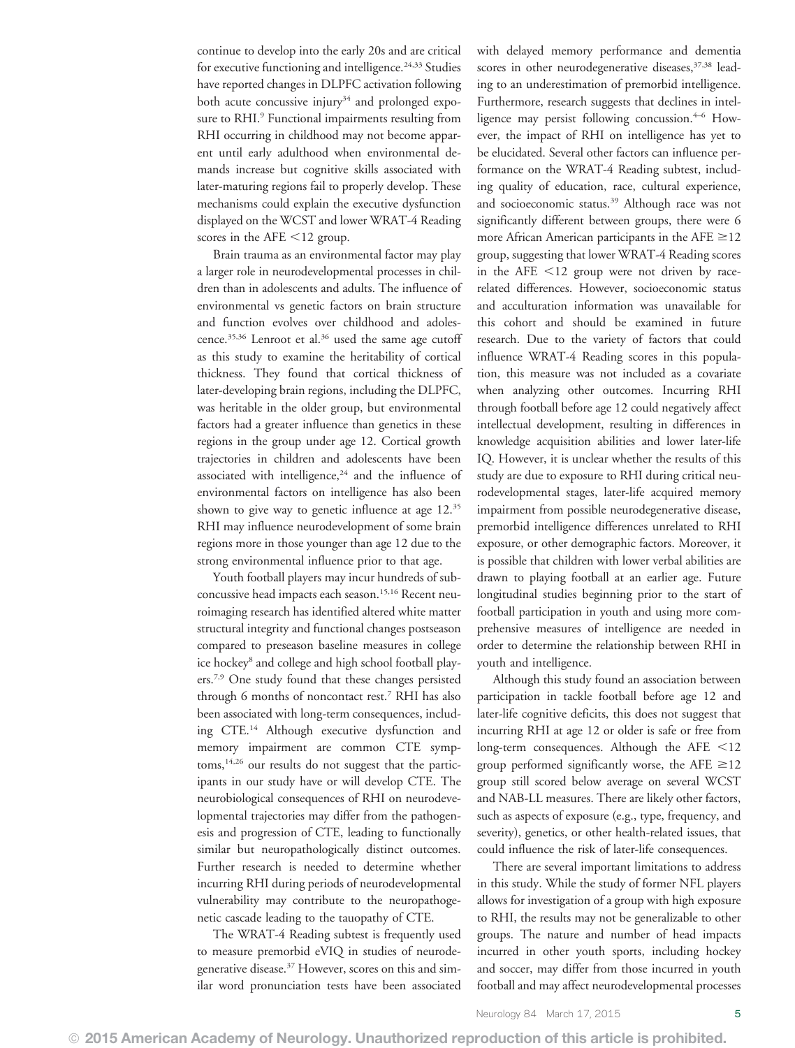continue to develop into the early 20s and are critical for executive functioning and intelligence.[24,33] Studies have reported changes in DLPFC activation following both acute concussive injury[34] and prolonged exposure to RHI.[9] Functional impairments resulting from RHI occurring in childhood may not become apparent until early adulthood when environmental demands increase but cognitive skills associated with later-maturing regions fail to properly develop. These mechanisms could explain the executive dysfunction displayed on the WCST and lower WRAT-4 Reading scores in the AFE <12 group.

Brain trauma as an environmental factor may play a larger role in neurodevelopmental processes in children than in adolescents and adults. The influence of environmental vs genetic factors on brain structure and function evolves over childhood and adolescence.[35,36] Lenroot et al.[36] used the same age cutoff as this study to examine the heritability of cortical thickness. They found that cortical thickness of later-developing brain regions, including the DLPFC, was heritable in the older group, but environmental factors had a greater influence than genetics in these regions in the group under age 12. Cortical growth trajectories in children and adolescents have been associated with intelligence,[24] and the influence of environmental factors on intelligence has also been shown to give way to genetic influence at age 12.[35] RHI may influence neurodevelopment of some brain regions more in those younger than age 12 due to the strong environmental influence prior to that age.

Youth football players may incur hundreds of subconcussive head impacts each season.[15,16] Recent neuroimaging research has identified altered white matter structural integrity and functional changes postseason compared to preseason baseline measures in college ice hockey[8] and college and high school football players.[7,9] One study found that these changes persisted through 6 months of noncontact rest.[7] RHI has also been associated with long-term consequences, including CTE.[14] Although executive dysfunction and memory impairment are common CTE symptoms,[14,26] our results do not suggest that the participants in our study have or will develop CTE. The neurobiological consequences of RHI on neurodevelopmental trajectories may differ from the pathogenesis and progression of CTE, leading to functionally similar but neuropathologically distinct outcomes. Further research is needed to determine whether incurring RHI during periods of neurodevelopmental vulnerability may contribute to the neuropathogenetic cascade leading to the tauopathy of CTE.

The WRAT-4 Reading subtest is frequently used to measure premorbid eVIQ in studies of neurodegenerative disease.[37] However, scores on this and similar word pronunciation tests have been associated with delayed memory performance and dementia scores in other neurodegenerative diseases,[37,38] leading to an underestimation of premorbid intelligence. Furthermore, research suggests that declines in intelligence may persist following concussion.[4–6] However, the impact of RHI on intelligence has yet to be elucidated. Several other factors can influence performance on the WRAT-4 Reading subtest, including quality of education, race, cultural experience, and socioeconomic status.[39] Although race was not significantly different between groups, there were 6 more African American participants in the AFE ≥12 group, suggesting that lower WRAT-4 Reading scores in the AFE <12 group were not driven by race-related differences. However, socioeconomic status and acculturation information was unavailable for this cohort and should be examined in future research. Due to the variety of factors that could influence WRAT-4 Reading scores in this population, this measure was not included as a covariate when analyzing other outcomes. Incurring RHI through football before age 12 could negatively affect intellectual development, resulting in differences in knowledge acquisition abilities and lower later-life IQ. However, it is unclear whether the results of this study are due to exposure to RHI during critical neurodevelopmental stages, later-life acquired memory impairment from possible neurodegenerative disease, premorbid intelligence differences unrelated to RHI exposure, or other demographic factors. Moreover, it is possible that children with lower verbal abilities are drawn to playing football at an earlier age. Future longitudinal studies beginning prior to the start of football participation in youth and using more comprehensive measures of intelligence are needed in order to determine the relationship between RHI in youth and intelligence.

Although this study found an association between participation in tackle football before age 12 and later-life cognitive deficits, this does not suggest that incurring RHI at age 12 or older is safe or free from long-term consequences. Although the AFE <12 group performed significantly worse, the AFE ≥12 group still scored below average on several WCST and NAB-LL measures. There are likely other factors, such as aspects of exposure (e.g., type, frequency, and severity), genetics, or other health-related issues, that could influence the risk of later-life consequences.

There are several important limitations to address in this study. While the study of former NFL players allows for investigation of a group with high exposure to RHI, the results may not be generalizable to other groups. The nature and number of head impacts incurred in other youth sports, including hockey and soccer, may differ from those incurred in youth football and may affect neurodevelopmental processes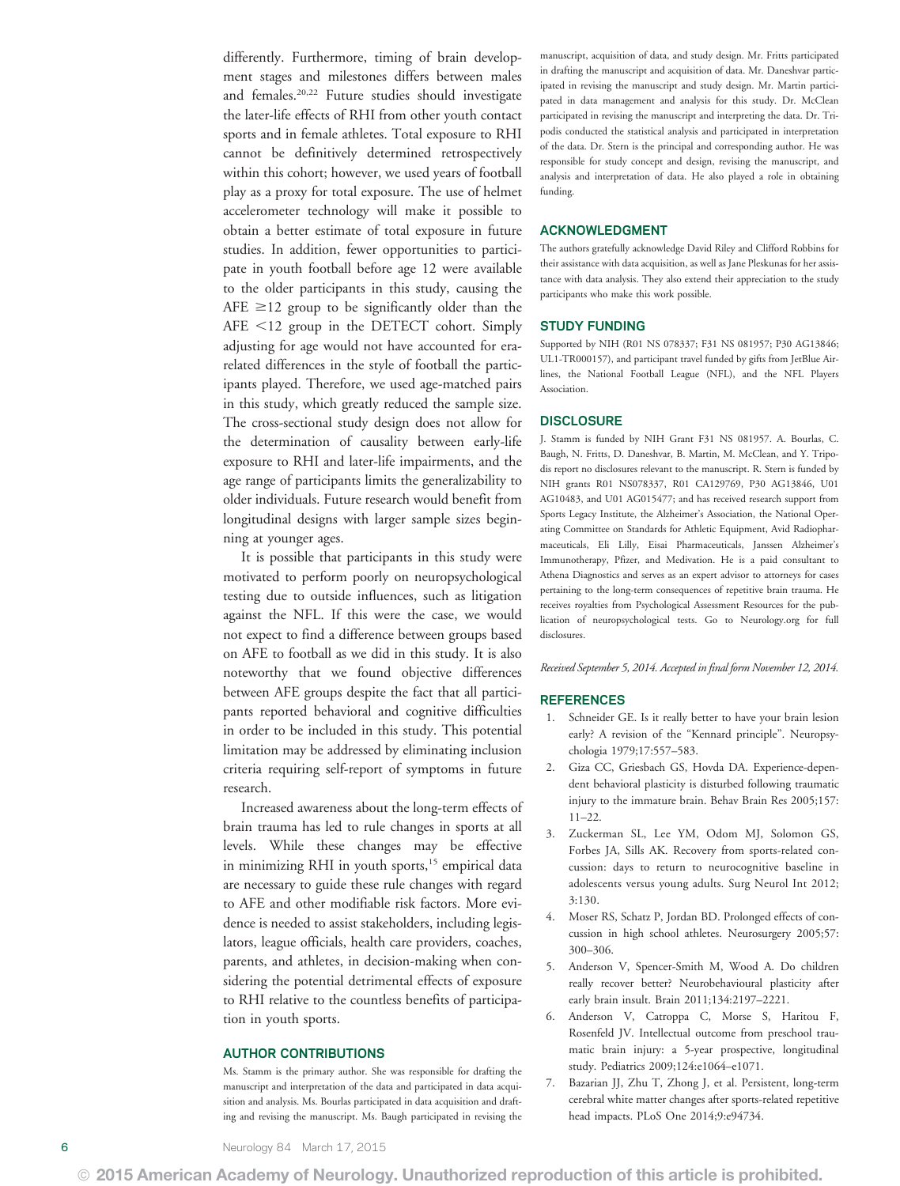differently. Furthermore, timing of brain development stages and milestones differs between males and females.[20,22] Future studies should investigate the later-life effects of RHI from other youth contact sports and in female athletes. Total exposure to RHI cannot be definitively determined retrospectively within this cohort; however, we used years of football play as a proxy for total exposure. The use of helmet accelerometer technology will make it possible to obtain a better estimate of total exposure in future studies. In addition, fewer opportunities to participate in youth football before age 12 were available to the older participants in this study, causing the AFE ≥12 group to be significantly older than the AFE <12 group in the DETECT cohort. Simply adjusting for age would not have accounted for era-related differences in the style of football the participants played. Therefore, we used age-matched pairs in this study, which greatly reduced the sample size. The cross-sectional study design does not allow for the determination of causality between early-life exposure to RHI and later-life impairments, and the age range of participants limits the generalizability to older individuals. Future research would benefit from longitudinal designs with larger sample sizes beginning at younger ages.

It is possible that participants in this study were motivated to perform poorly on neuropsychological testing due to outside influences, such as litigation against the NFL. If this were the case, we would not expect to find a difference between groups based on AFE to football as we did in this study. It is also noteworthy that we found objective differences between AFE groups despite the fact that all participants reported behavioral and cognitive difficulties in order to be included in this study. This potential limitation may be addressed by eliminating inclusion criteria requiring self-report of symptoms in future research.

Increased awareness about the long-term effects of brain trauma has led to rule changes in sports at all levels. While these changes may be effective in minimizing RHI in youth sports,[15] empirical data are necessary to guide these rule changes with regard to AFE and other modifiable risk factors. More evidence is needed to assist stakeholders, including legislators, league officials, health care providers, coaches, parents, and athletes, in decision-making when considering the potential detrimental effects of exposure to RHI relative to the countless benefits of participation in youth sports.

## AUTHOR CONTRIBUTIONS

Ms. Stamm is the primary author. She was responsible for drafting the manuscript and interpretation of the data and participated in data acquisition and analysis. Ms. Bourlas participated in data acquisition and drafting and revising the manuscript. Ms. Baugh participated in revising the manuscript, acquisition of data, and study design. Mr. Fritts participated in drafting the manuscript and acquisition of data. Mr. Daneshvar participated in revising the manuscript and study design. Mr. Martin participated in data management and analysis for this study. Dr. McClean participated in revising the manuscript and interpreting the data. Dr. Tripodis conducted the statistical analysis and participated in interpretation of the data. Dr. Stern is the principal and corresponding author. He was responsible for study concept and design, revising the manuscript, and analysis and interpretation of data. He also played a role in obtaining funding.

## ACKNOWLEDGMENT

The authors gratefully acknowledge David Riley and Clifford Robbins for their assistance with data acquisition, as well as Jane Pleskunas for her assistance with data analysis. They also extend their appreciation to the study participants who make this work possible.

## STUDY FUNDING

Supported by NIH (R01 NS 078337; F31 NS 081957; P30 AG13846; UL1-TR000157), and participant travel funded by gifts from JetBlue Airlines, the National Football League (NFL), and the NFL Players Association.

## DISCLOSURE

J. Stamm is funded by NIH Grant F31 NS 081957. A. Bourlas, C. Baugh, N. Fritts, D. Daneshvar, B. Martin, M. McClean, and Y. Tripodis report no disclosures relevant to the manuscript. R. Stern is funded by NIH grants R01 NS078337, R01 CA129769, P30 AG13846, U01 AG10483, and U01 AG015477; and has received research support from Sports Legacy Institute, the Alzheimer's Association, the National Operating Committee on Standards for Athletic Equipment, Avid Radiopharmaceuticals, Eli Lilly, Eisai Pharmaceuticals, Janssen Alzheimer's Immunotherapy, Pfizer, and Medivation. He is a paid consultant to Athena Diagnostics and serves as an expert advisor to attorneys for cases pertaining to the long-term consequences of repetitive brain trauma. He receives royalties from Psychological Assessment Resources for the publication of neuropsychological tests. Go to Neurology.org for full disclosures.

*Received September 5, 2014. Accepted in final form November 12, 2014.*

## REFERENCES

1. Schneider GE. Is it really better to have your brain lesion early? A revision of the "Kennard principle". Neuropsychologia 1979;17:557–583.
2. Giza CC, Griesbach GS, Hovda DA. Experience-dependent behavioral plasticity is disturbed following traumatic injury to the immature brain. Behav Brain Res 2005;157: 11–22.
3. Zuckerman SL, Lee YM, Odom MJ, Solomon GS, Forbes JA, Sills AK. Recovery from sports-related concussion: days to return to neurocognitive baseline in adolescents versus young adults. Surg Neurol Int 2012; 3:130.
4. Moser RS, Schatz P, Jordan BD. Prolonged effects of concussion in high school athletes. Neurosurgery 2005;57: 300–306.
5. Anderson V, Spencer-Smith M, Wood A. Do children really recover better? Neurobehavioural plasticity after early brain insult. Brain 2011;134:2197–2221.
6. Anderson V, Catroppa C, Morse S, Haritou F, Rosenfeld JV. Intellectual outcome from preschool traumatic brain injury: a 5-year prospective, longitudinal study. Pediatrics 2009;124:e1064–e1071.
7. Bazarian JJ, Zhu T, Zhong J, et al. Persistent, long-term cerebral white matter changes after sports-related repetitive head impacts. PLoS One 2014;9:e94734.

© 2015 American Academy of Neurology. Unauthorized reproduction of this article is prohibited.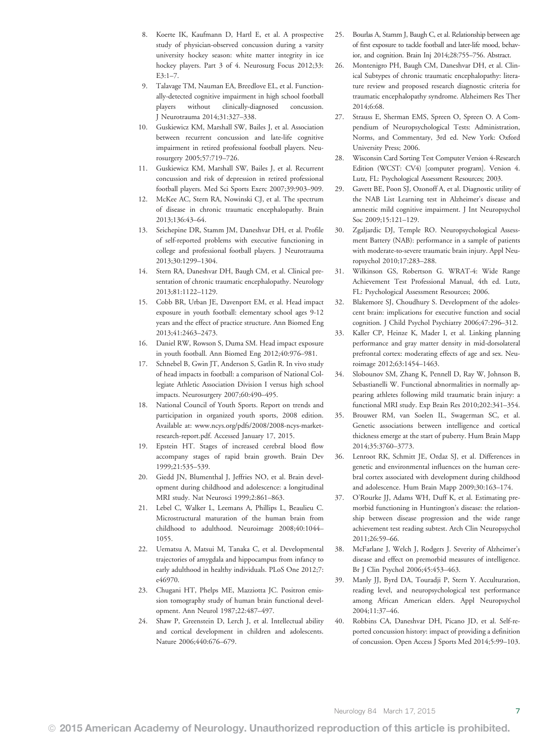8. Koerte IK, Kaufmann D, Hartl E, et al. A prospective study of physician-observed concussion during a varsity university hockey season: white matter integrity in ice hockey players. Part 3 of 4. Neurosurg Focus 2012;33: E3:1–7.
9. Talavage TM, Nauman EA, Breedlove EL, et al. Functionally-detected cognitive impairment in high school football players without clinically-diagnosed concussion. J Neurotrauma 2014;31:327–338.
10. Guskiewicz KM, Marshall SW, Bailes J, et al. Association between recurrent concussion and late-life cognitive impairment in retired professional football players. Neurosurgery 2005;57:719–726.
11. Guskiewicz KM, Marshall SW, Bailes J, et al. Recurrent concussion and risk of depression in retired professional football players. Med Sci Sports Exerc 2007;39:903–909.
12. McKee AC, Stern RA, Nowinski CJ, et al. The spectrum of disease in chronic traumatic encephalopathy. Brain 2013;136:43–64.
13. Seichepine DR, Stamm JM, Daneshvar DH, et al. Profile of self-reported problems with executive functioning in college and professional football players. J Neurotrauma 2013;30:1299–1304.
14. Stern RA, Daneshvar DH, Baugh CM, et al. Clinical presentation of chronic traumatic encephalopathy. Neurology 2013;81:1122–1129.
15. Cobb BR, Urban JE, Davenport EM, et al. Head impact exposure in youth football: elementary school ages 9-12 years and the effect of practice structure. Ann Biomed Eng 2013;41:2463–2473.
16. Daniel RW, Rowson S, Duma SM. Head impact exposure in youth football. Ann Biomed Eng 2012;40:976–981.
17. Schnebel B, Gwin JT, Anderson S, Gatlin R. In vivo study of head impacts in football: a comparison of National Collegiate Athletic Association Division I versus high school impacts. Neurosurgery 2007;60:490–495.
18. National Council of Youth Sports. Report on trends and participation in organized youth sports, 2008 edition. Available at: www.ncys.org/pdfs/2008/2008-ncys-market-research-report.pdf. Accessed January 17, 2015.
19. Epstein HT. Stages of increased cerebral blood flow accompany stages of rapid brain growth. Brain Dev 1999;21:535–539.
20. Giedd JN, Blumenthal J, Jeffries NO, et al. Brain development during childhood and adolescence: a longitudinal MRI study. Nat Neurosci 1999;2:861–863.
21. Lebel C, Walker L, Leemans A, Phillips L, Beaulieu C. Microstructural maturation of the human brain from childhood to adulthood. Neuroimage 2008;40:1044–1055.
22. Uematsu A, Matsui M, Tanaka C, et al. Developmental trajectories of amygdala and hippocampus from infancy to early adulthood in healthy individuals. PLoS One 2012;7: e46970.
23. Chugani HT, Phelps ME, Mazziotta JC. Positron emission tomography study of human brain functional development. Ann Neurol 1987;22:487–497.
24. Shaw P, Greenstein D, Lerch J, et al. Intellectual ability and cortical development in children and adolescents. Nature 2006;440:676–679.
25. Bourlas A, Stamm J, Baugh C, et al. Relationship between age of first exposure to tackle football and later-life mood, behavior, and cognition. Brain Inj 2014;28:755–756. Abstract.
26. Montenigro PH, Baugh CM, Daneshvar DH, et al. Clinical Subtypes of chronic traumatic encephalopathy: literature review and proposed research diagnostic criteria for traumatic encephalopathy syndrome. Alzheimers Res Ther 2014;6:68.
27. Strauss E, Sherman EMS, Spreen O, Spreen O. A Compendium of Neuropsychological Tests: Administration, Norms, and Commentary, 3rd ed. New York: Oxford University Press; 2006.
28. Wisconsin Card Sorting Test Computer Version 4-Research Edition (WCST: CV4) [computer program]. Version 4. Lutz, FL: Psychological Assessment Resources; 2003.
29. Gavett BE, Poon SJ, Ozonoff A, et al. Diagnostic utility of the NAB List Learning test in Alzheimer's disease and amnestic mild cognitive impairment. J Int Neuropsychol Soc 2009;15:121–129.
30. Zgaljardic DJ, Temple RO. Neuropsychological Assessment Battery (NAB): performance in a sample of patients with moderate-to-severe traumatic brain injury. Appl Neuropsychol 2010;17:283–288.
31. Wilkinson GS, Robertson G. WRAT-4: Wide Range Achievement Test Professional Manual, 4th ed. Lutz, FL: Psychological Assessment Resources; 2006.
32. Blakemore SJ, Choudhury S. Development of the adolescent brain: implications for executive function and social cognition. J Child Psychol Psychiatry 2006;47:296–312.
33. Kaller CP, Heinze K, Mader I, et al. Linking planning performance and gray matter density in mid-dorsolateral prefrontal cortex: moderating effects of age and sex. Neuroimage 2012;63:1454–1463.
34. Slobounov SM, Zhang K, Pennell D, Ray W, Johnson B, Sebastianelli W. Functional abnormalities in normally appearing athletes following mild traumatic brain injury: a functional MRI study. Exp Brain Res 2010;202:341–354.
35. Brouwer RM, van Soelen IL, Swagerman SC, et al. Genetic associations between intelligence and cortical thickness emerge at the start of puberty. Hum Brain Mapp 2014;35:3760–3773.
36. Lenroot RK, Schmitt JE, Ordaz SJ, et al. Differences in genetic and environmental influences on the human cerebral cortex associated with development during childhood and adolescence. Hum Brain Mapp 2009;30:163–174.
37. O'Rourke JJ, Adams WH, Duff K, et al. Estimating premorbid functioning in Huntington's disease: the relationship between disease progression and the wide range achievement test reading subtest. Arch Clin Neuropsychol 2011;26:59–66.
38. McFarlane J, Welch J, Rodgers J. Severity of Alzheimer's disease and effect on premorbid measures of intelligence. Br J Clin Psychol 2006;45:453–463.
39. Manly JJ, Byrd DA, Touradji P, Stern Y. Acculturation, reading level, and neuropsychological test performance among African American elders. Appl Neuropsychol 2004;11:37–46.
40. Robbins CA, Daneshvar DH, Picano JD, et al. Self-reported concussion history: impact of providing a definition of concussion. Open Access J Sports Med 2014;5:99–103.

© 2015 American Academy of Neurology. Unauthorized reproduction of this article is prohibited.